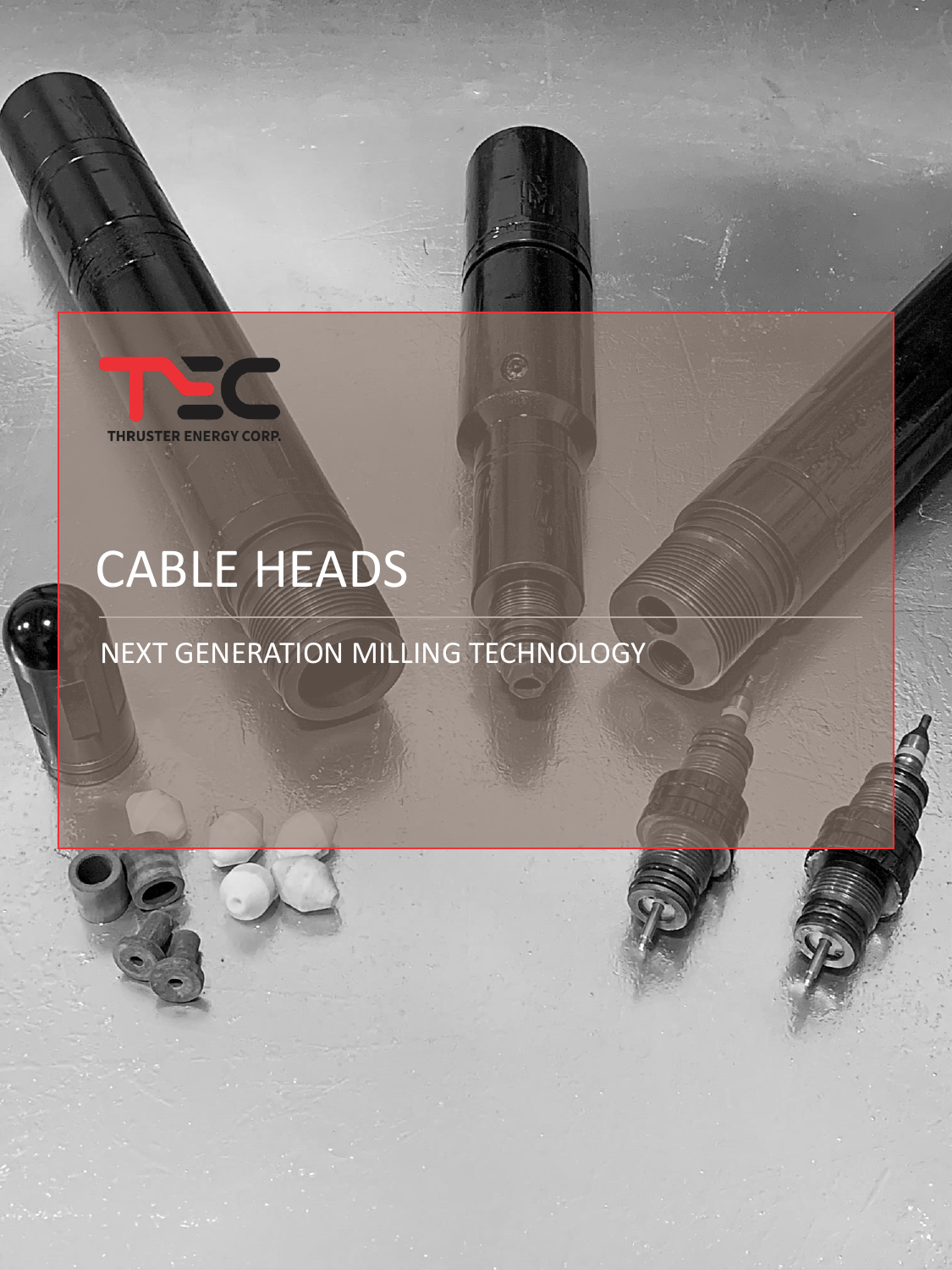THRUSTER ENERGY CORP.

# CABLE HEADS

NEXT GENERATION MILLING TECHNOLOGY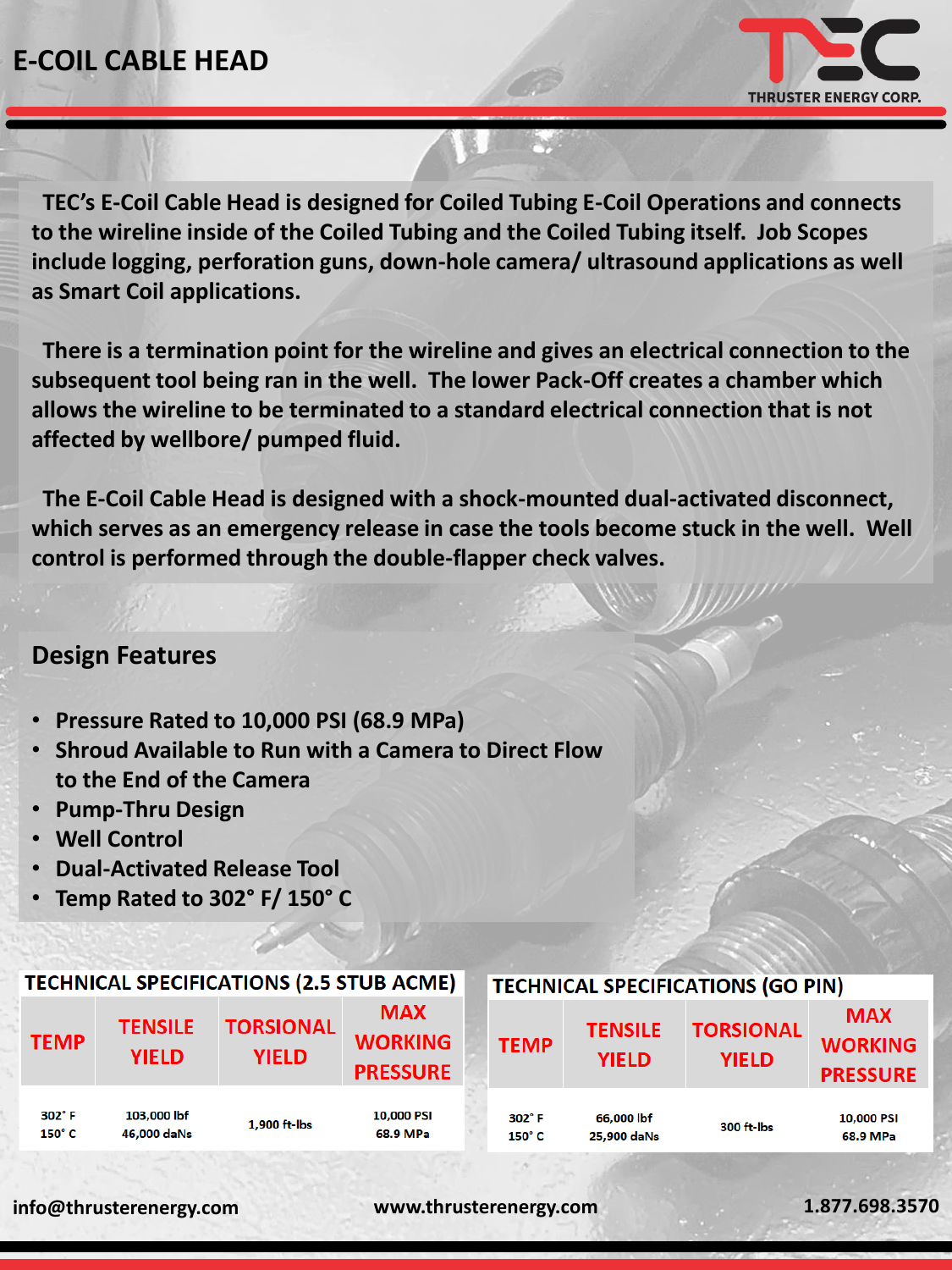# E-COIL CABLE HEAD

TEC's E-Coil Cable Head is designed for Coiled Tubing E-Coil Operations and connects to the wireline inside of the Coiled Tubing and the Coiled Tubing itself. Job Scopes include logging, perforation guns, down-hole camera/ ultrasound applications as well as Smart Coil applications.

There is a termination point for the wireline and gives an electrical connection to the subsequent tool being ran in the well. The lower Pack-Off creates a chamber which allows the wireline to be terminated to a standard electrical connection that is not affected by wellbore/ pumped fluid.

The E-Coil Cable Head is designed with a shock-mounted dual-activated disconnect, which serves as an emergency release in case the tools become stuck in the well. Well control is performed through the double-flapper check valves.

## Design Features

- Pressure Rated to 10,000 PSI (68.9 MPa)
- Shroud Available to Run with a Camera to Direct Flow to the End of the Camera
- Pump-Thru Design
- Well Control
- Dual-Activated Release Tool
- Temp Rated to 302° F/ 150° C

### TECHNICAL SPECIFICATIONS (2.5 STUB ACME)

| TEMP | TENSILE YIELD | TORSIONAL YIELD | MAX WORKING PRESSURE |
|---|---|---|---|
| 302° F<br>150° C | 103,000 lbf<br>46,000 daNs | 1,900 ft-lbs | 10,000 PSI<br>68.9 MPa |

### TECHNICAL SPECIFICATIONS (GO PIN)

| TEMP | TENSILE YIELD | TORSIONAL YIELD | MAX WORKING PRESSURE |
|---|---|---|---|
| 302° F<br>150° C | 66,000 lbf<br>25,900 daNs | 300 ft-lbs | 10,000 PSI<br>68.9 MPa |

info@thrusterenergy.com www.thrusterenergy.com 1.877.698.3570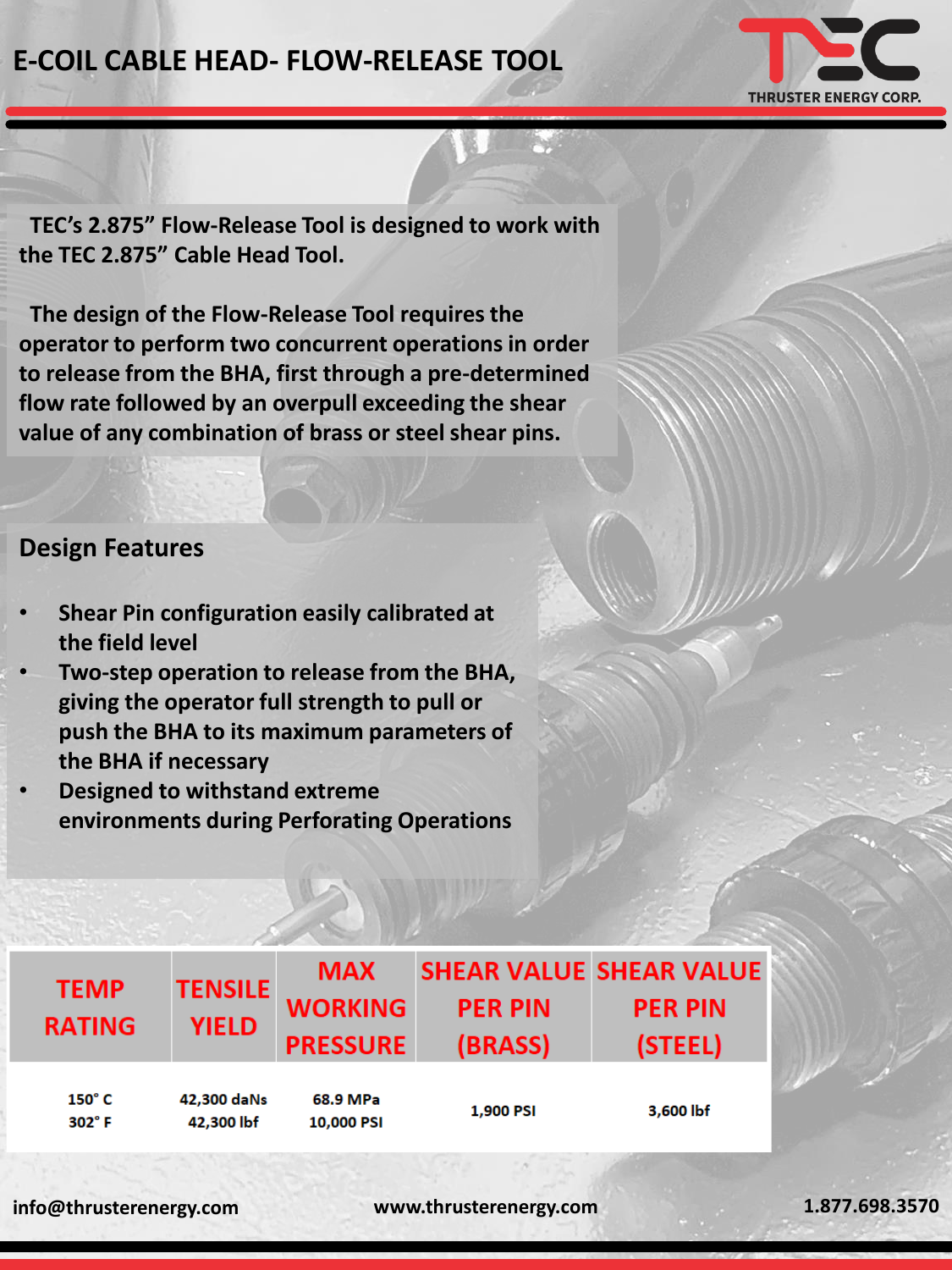# E-COIL CABLE HEAD- FLOW-RELEASE TOOL

TEC's 2.875" Flow-Release Tool is designed to work with the TEC 2.875" Cable Head Tool.

The design of the Flow-Release Tool requires the operator to perform two concurrent operations in order to release from the BHA, first through a pre-determined flow rate followed by an overpull exceeding the shear value of any combination of brass or steel shear pins.

## Design Features

- Shear Pin configuration easily calibrated at the field level
- Two-step operation to release from the BHA, giving the operator full strength to pull or push the BHA to its maximum parameters of the BHA if necessary
- Designed to withstand extreme environments during Perforating Operations

| TEMP RATING | TENSILE YIELD | MAX WORKING PRESSURE | SHEAR VALUE PER PIN (BRASS) | SHEAR VALUE PER PIN (STEEL) |
|---|---|---|---|---|
| 150° C<br>302° F | 42,300 daNs<br>42,300 lbf | 68.9 MPa<br>10,000 PSI | 1,900 PSI | 3,600 lbf |

info@thrusterenergy.com www.thrusterenergy.com 1.877.698.3570